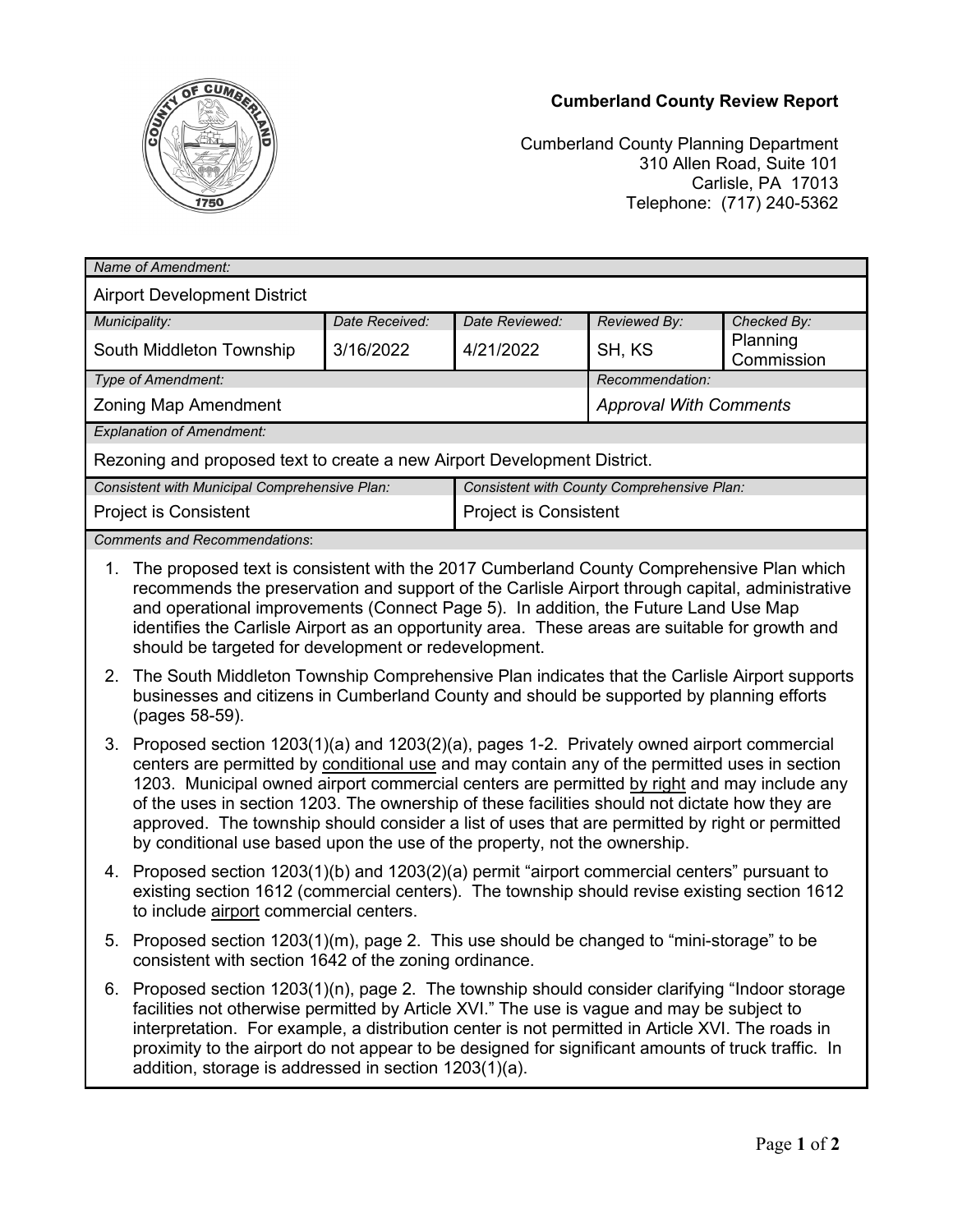**Cumberland County Review Report**

Cumberland County Planning Department
310 Allen Road, Suite 101
Carlisle, PA 17013
Telephone: (717) 240-5362

| *Name of Amendment:* | | | | |
|---|---|---|---|---|
| Airport Development District | | | | |
| *Municipality:* | *Date Received:* | *Date Reviewed:* | *Reviewed By:* | *Checked By:* |
| South Middleton Township | 3/16/2022 | 4/21/2022 | SH, KS | Planning Commission |
| *Type of Amendment:* | | | *Recommendation:* | |
| Zoning Map Amendment | | | *Approval With Comments* | |
| *Explanation of Amendment:* | | | | |
| Rezoning and proposed text to create a new Airport Development District. | | | | |
| *Consistent with Municipal Comprehensive Plan:* | | *Consistent with County Comprehensive Plan:* | | |
| Project is Consistent | | Project is Consistent | | |

*Comments and Recommendations*:

1. The proposed text is consistent with the 2017 Cumberland County Comprehensive Plan which recommends the preservation and support of the Carlisle Airport through capital, administrative and operational improvements (Connect Page 5). In addition, the Future Land Use Map identifies the Carlisle Airport as an opportunity area. These areas are suitable for growth and should be targeted for development or redevelopment.
2. The South Middleton Township Comprehensive Plan indicates that the Carlisle Airport supports businesses and citizens in Cumberland County and should be supported by planning efforts (pages 58-59).
3. Proposed section 1203(1)(a) and 1203(2)(a), pages 1-2. Privately owned airport commercial centers are permitted by <u>conditional use</u> and may contain any of the permitted uses in section 1203. Municipal owned <u>airport</u> commercial centers are permitted <u>by right</u> and may include any of the uses in section 1203. The ownership of these facilities should not dictate how they are approved. The township should consider a list of uses that are permitted by right or permitted by conditional use based upon the use of the property, not the ownership.
4. Proposed section 1203(1)(b) and 1203(2)(a) permit "airport commercial centers" pursuant to existing section 1612 (commercial centers). The township should revise existing section 1612 to include <u>airport</u> commercial centers.
5. Proposed section 1203(1)(m), page 2. This use should be changed to "mini-storage" to be consistent with section 1642 of the zoning ordinance.
6. Proposed section 1203(1)(n), page 2. The township should consider clarifying "Indoor storage facilities not otherwise permitted by Article XVI." The use is vague and may be subject to interpretation. For example, a distribution center is not permitted in Article XVI. The roads in proximity to the airport do not appear to be designed for significant amounts of truck traffic. In addition, storage is addressed in section 1203(1)(a).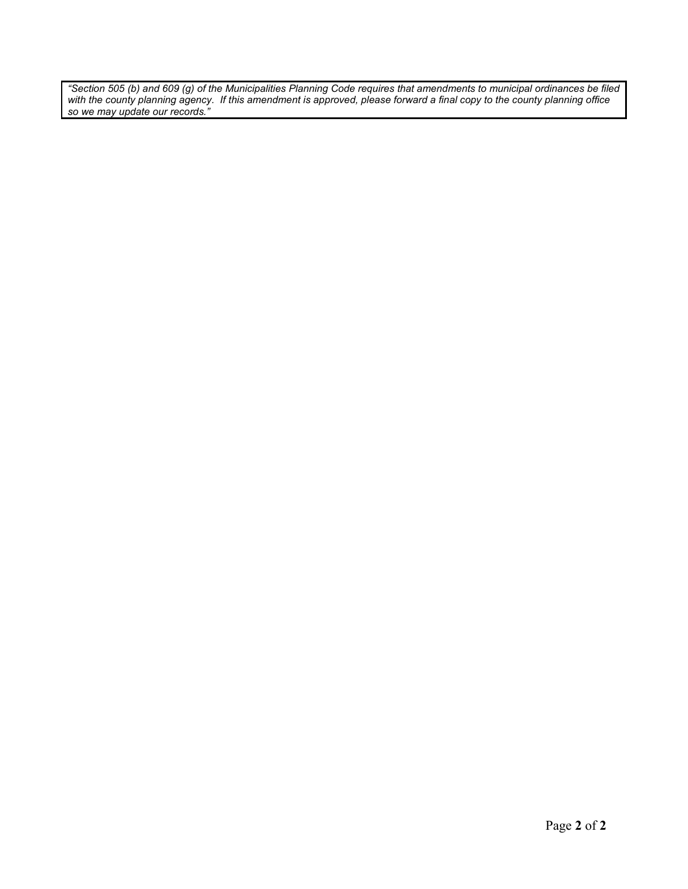*"Section 505 (b) and 609 (g) of the Municipalities Planning Code requires that amendments to municipal ordinances be filed with the county planning agency. If this amendment is approved, please forward a final copy to the county planning office so we may update our records."*